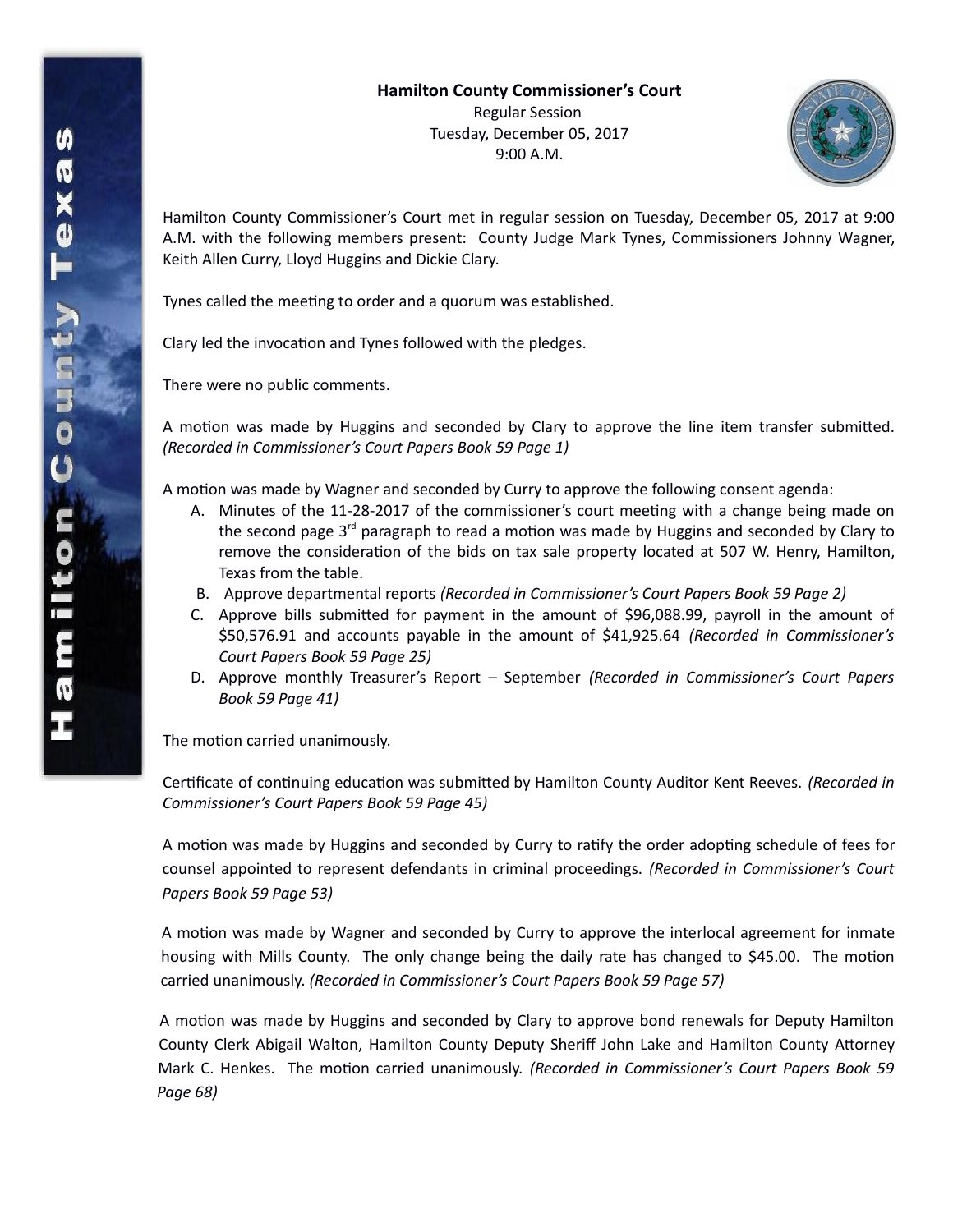**Hamilton County Commissioner's Court**

Regular Session

Tuesday, December 05, 2017

9:00 A.M.

Hamilton County Commissioner's Court met in regular session on Tuesday, December 05, 2017 at 9:00 A.M. with the following members present: County Judge Mark Tynes, Commissioners Johnny Wagner, Keith Allen Curry, Lloyd Huggins and Dickie Clary.

Tynes called the meeting to order and a quorum was established.

Clary led the invocation and Tynes followed with the pledges.

There were no public comments.

A motion was made by Huggins and seconded by Clary to approve the line item transfer submitted. *(Recorded in Commissioner's Court Papers Book 59 Page 1)*

A motion was made by Wagner and seconded by Curry to approve the following consent agenda:

A. Minutes of the 11-28-2017 of the commissioner's court meeting with a change being made on the second page 3rd paragraph to read a motion was made by Huggins and seconded by Clary to remove the consideration of the bids on tax sale property located at 507 W. Henry, Hamilton, Texas from the table.

B. Approve departmental reports *(Recorded in Commissioner's Court Papers Book 59 Page 2)*

C. Approve bills submitted for payment in the amount of $96,088.99, payroll in the amount of $50,576.91 and accounts payable in the amount of $41,925.64 *(Recorded in Commissioner's Court Papers Book 59 Page 25)*

D. Approve monthly Treasurer's Report – September *(Recorded in Commissioner's Court Papers Book 59 Page 41)*

The motion carried unanimously.

Certificate of continuing education was submitted by Hamilton County Auditor Kent Reeves. *(Recorded in Commissioner's Court Papers Book 59 Page 45)*

A motion was made by Huggins and seconded by Curry to ratify the order adopting schedule of fees for counsel appointed to represent defendants in criminal proceedings. *(Recorded in Commissioner's Court Papers Book 59 Page 53)*

A motion was made by Wagner and seconded by Curry to approve the interlocal agreement for inmate housing with Mills County. The only change being the daily rate has changed to $45.00. The motion carried unanimously. *(Recorded in Commissioner's Court Papers Book 59 Page 57)*

A motion was made by Huggins and seconded by Clary to approve bond renewals for Deputy Hamilton County Clerk Abigail Walton, Hamilton County Deputy Sheriff John Lake and Hamilton County Attorney Mark C. Henkes. The motion carried unanimously. *(Recorded in Commissioner's Court Papers Book 59 Page 68)*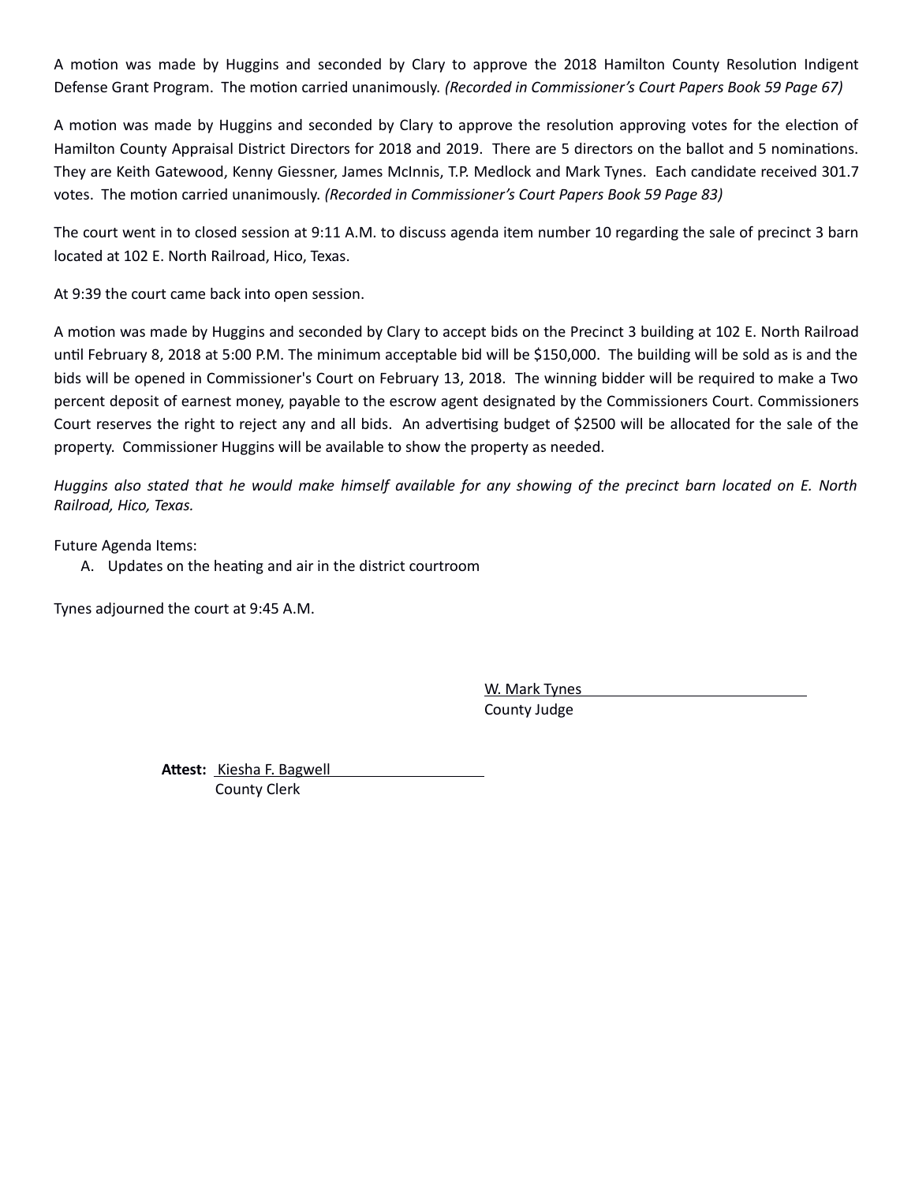A motion was made by Huggins and seconded by Clary to approve the 2018 Hamilton County Resolution Indigent Defense Grant Program. The motion carried unanimously. *(Recorded in Commissioner's Court Papers Book 59 Page 67)*

A motion was made by Huggins and seconded by Clary to approve the resolution approving votes for the election of Hamilton County Appraisal District Directors for 2018 and 2019. There are 5 directors on the ballot and 5 nominations. They are Keith Gatewood, Kenny Giessner, James McInnis, T.P. Medlock and Mark Tynes. Each candidate received 301.7 votes. The motion carried unanimously. *(Recorded in Commissioner's Court Papers Book 59 Page 83)*

The court went in to closed session at 9:11 A.M. to discuss agenda item number 10 regarding the sale of precinct 3 barn located at 102 E. North Railroad, Hico, Texas.

At 9:39 the court came back into open session.

A motion was made by Huggins and seconded by Clary to accept bids on the Precinct 3 building at 102 E. North Railroad until February 8, 2018 at 5:00 P.M. The minimum acceptable bid will be $150,000. The building will be sold as is and the bids will be opened in Commissioner's Court on February 13, 2018. The winning bidder will be required to make a Two percent deposit of earnest money, payable to the escrow agent designated by the Commissioners Court. Commissioners Court reserves the right to reject any and all bids. An advertising budget of $2500 will be allocated for the sale of the property. Commissioner Huggins will be available to show the property as needed.

*Huggins also stated that he would make himself available for any showing of the precinct barn located on E. North Railroad, Hico, Texas.*

Future Agenda Items:

A. Updates on the heating and air in the district courtroom

Tynes adjourned the court at 9:45 A.M.

W. Mark Tynes
County Judge

**Attest:** Kiesha F. Bagwell
County Clerk